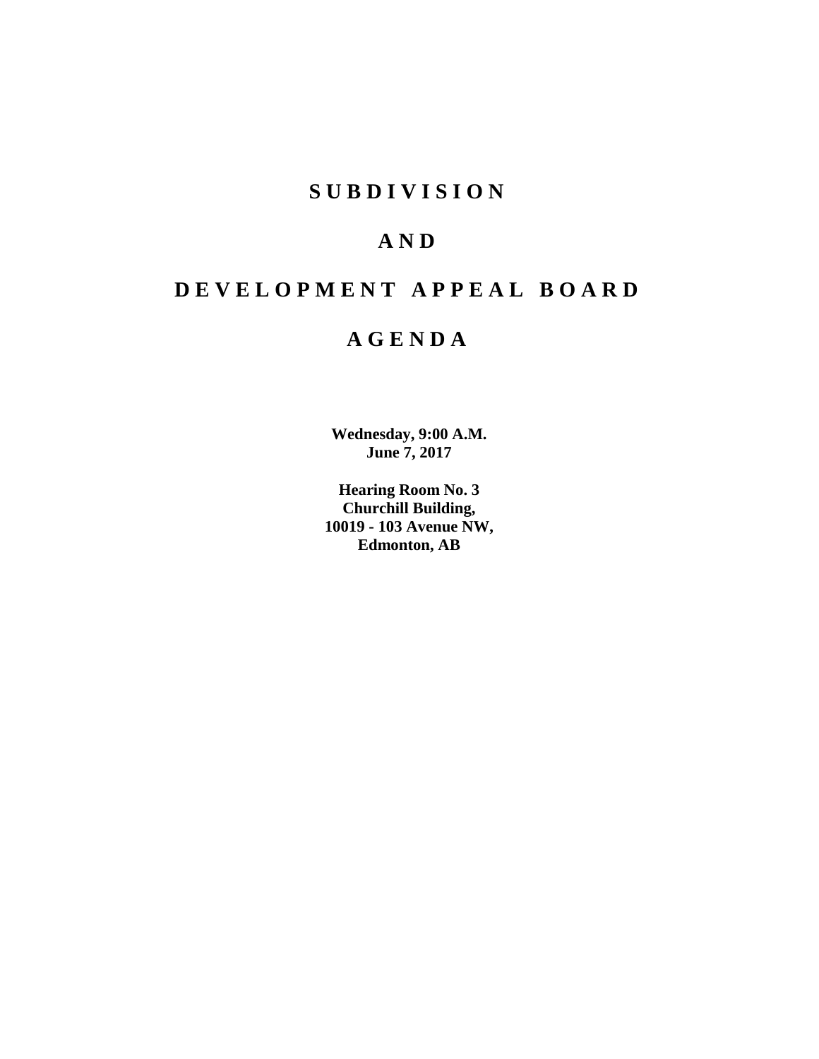# S U B D I V I S I O N

# A N D

# D E V E L O P M E N T   A P P E A L   B O A R D

# A G E N D A

**Wednesday, 9:00 A.M.**
**June 7, 2017**

**Hearing Room No. 3**
**Churchill Building,**
**10019 - 103 Avenue NW,**
**Edmonton, AB**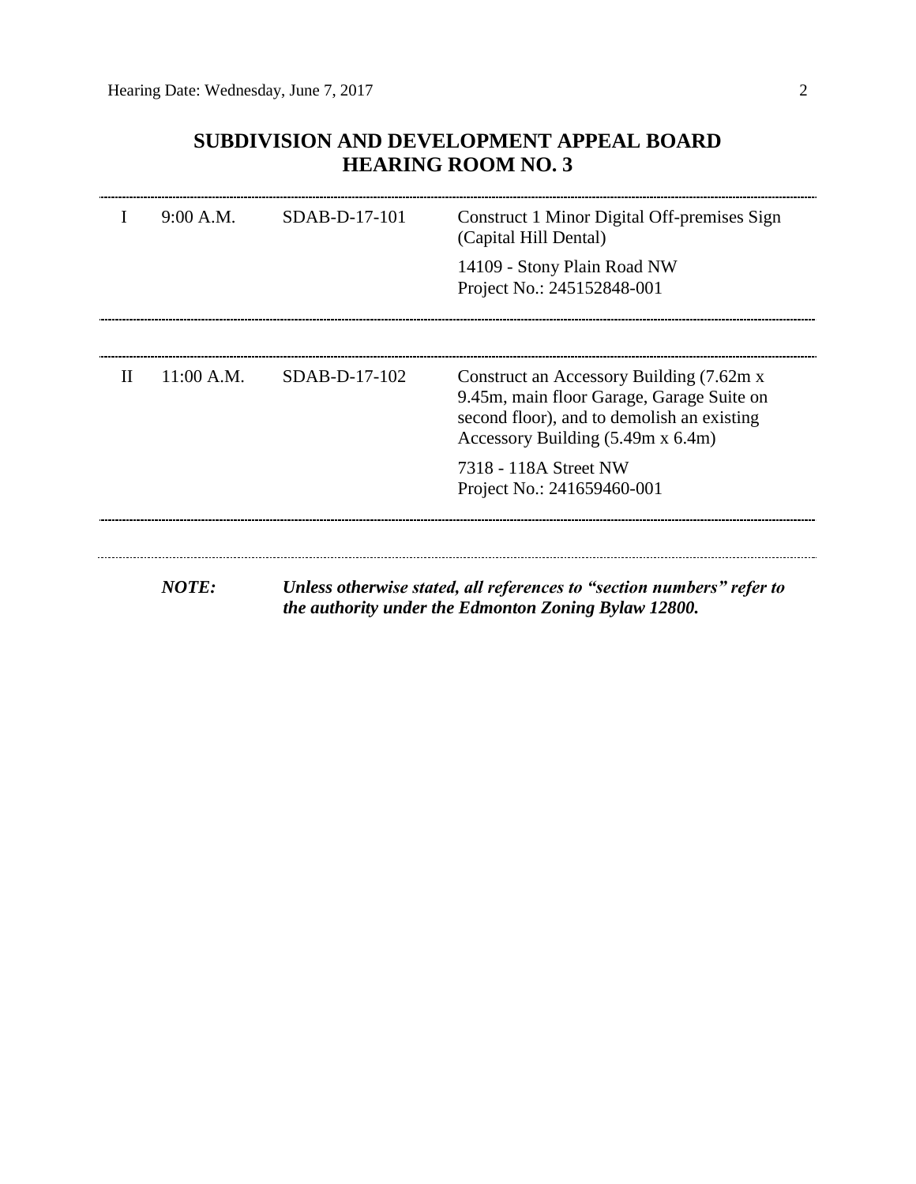## SUBDIVISION AND DEVELOPMENT APPEAL BOARD
## HEARING ROOM NO. 3

| | | | |
|---|---|---|---|
| I | 9:00 A.M. | SDAB-D-17-101 | Construct 1 Minor Digital Off-premises Sign (Capital Hill Dental)<br><br>14109 - Stony Plain Road NW<br>Project No.: 245152848-001 |
| II | 11:00 A.M. | SDAB-D-17-102 | Construct an Accessory Building (7.62m x 9.45m, main floor Garage, Garage Suite on second floor), and to demolish an existing Accessory Building (5.49m x 6.4m)<br><br>7318 - 118A Street NW<br>Project No.: 241659460-001 |

***NOTE:*** ***Unless otherwise stated, all references to "section numbers" refer to the authority under the Edmonton Zoning Bylaw 12800.***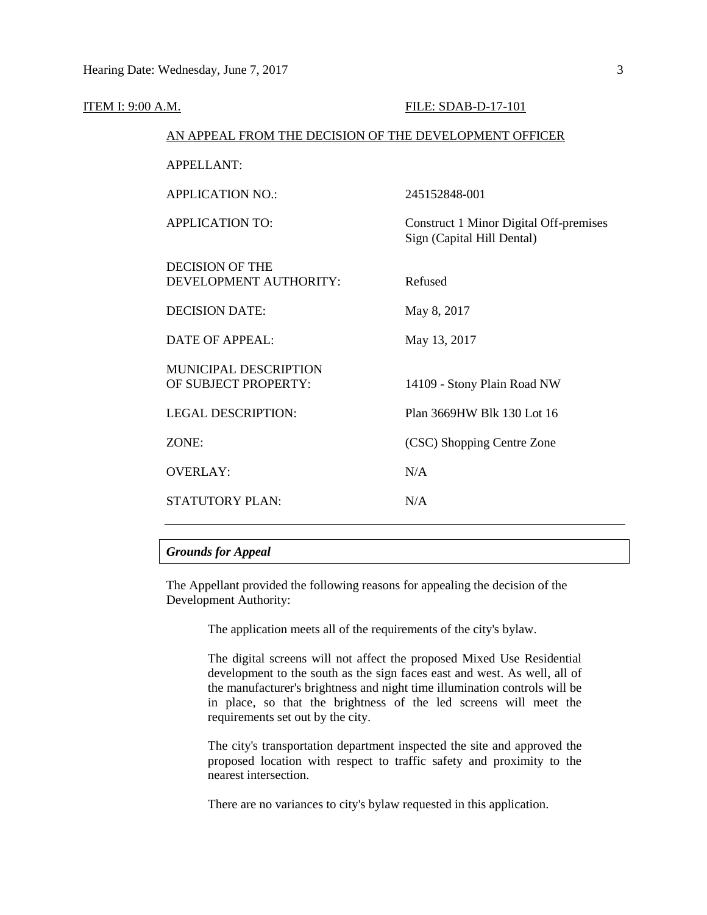ITEM I: 9:00 A.M. FILE: SDAB-D-17-101

AN APPEAL FROM THE DECISION OF THE DEVELOPMENT OFFICER

| | |
|---|---|
| APPELLANT: | |
| APPLICATION NO.: | 245152848-001 |
| APPLICATION TO: | Construct 1 Minor Digital Off-premises Sign (Capital Hill Dental) |
| DECISION OF THE DEVELOPMENT AUTHORITY: | Refused |
| DECISION DATE: | May 8, 2017 |
| DATE OF APPEAL: | May 13, 2017 |
| MUNICIPAL DESCRIPTION OF SUBJECT PROPERTY: | 14109 - Stony Plain Road NW |
| LEGAL DESCRIPTION: | Plan 3669HW Blk 130 Lot 16 |
| ZONE: | (CSC) Shopping Centre Zone |
| OVERLAY: | N/A |
| STATUTORY PLAN: | N/A |

---

***Grounds for Appeal***

The Appellant provided the following reasons for appealing the decision of the Development Authority:

> The application meets all of the requirements of the city's bylaw.
>
> The digital screens will not affect the proposed Mixed Use Residential development to the south as the sign faces east and west. As well, all of the manufacturer's brightness and night time illumination controls will be in place, so that the brightness of the led screens will meet the requirements set out by the city.
>
> The city's transportation department inspected the site and approved the proposed location with respect to traffic safety and proximity to the nearest intersection.
>
> There are no variances to city's bylaw requested in this application.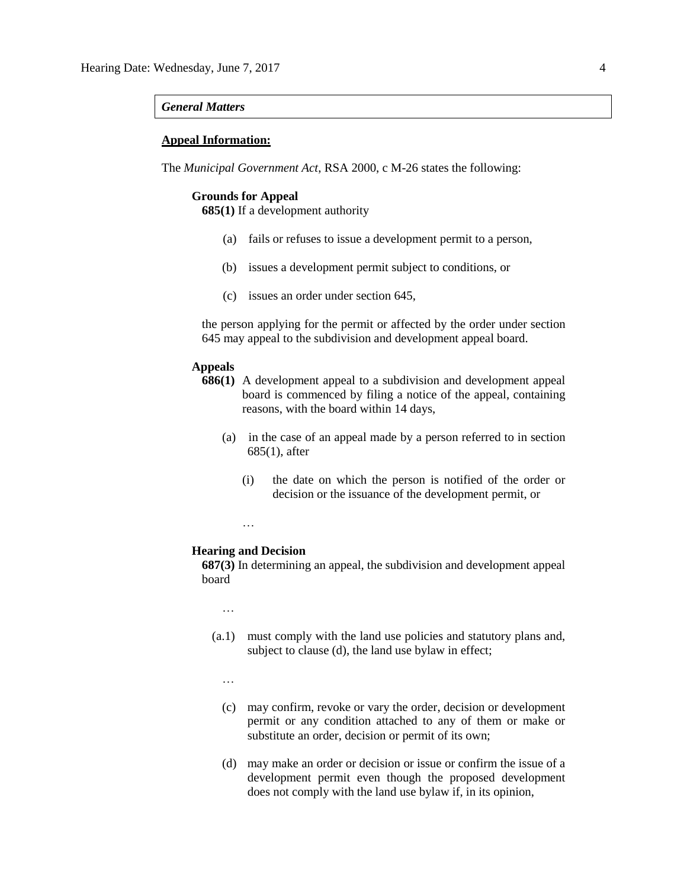*General Matters*

**Appeal Information:**

The *Municipal Government Act*, RSA 2000, c M-26 states the following:

**Grounds for Appeal**

**685(1)** If a development authority

(a) fails or refuses to issue a development permit to a person,

(b) issues a development permit subject to conditions, or

(c) issues an order under section 645,

the person applying for the permit or affected by the order under section 645 may appeal to the subdivision and development appeal board.

**Appeals**

**686(1)** A development appeal to a subdivision and development appeal board is commenced by filing a notice of the appeal, containing reasons, with the board within 14 days,

(a) in the case of an appeal made by a person referred to in section 685(1), after

(i) the date on which the person is notified of the order or decision or the issuance of the development permit, or

…

**Hearing and Decision**

**687(3)** In determining an appeal, the subdivision and development appeal board

…

(a.1) must comply with the land use policies and statutory plans and, subject to clause (d), the land use bylaw in effect;

…

(c) may confirm, revoke or vary the order, decision or development permit or any condition attached to any of them or make or substitute an order, decision or permit of its own;

(d) may make an order or decision or issue or confirm the issue of a development permit even though the proposed development does not comply with the land use bylaw if, in its opinion,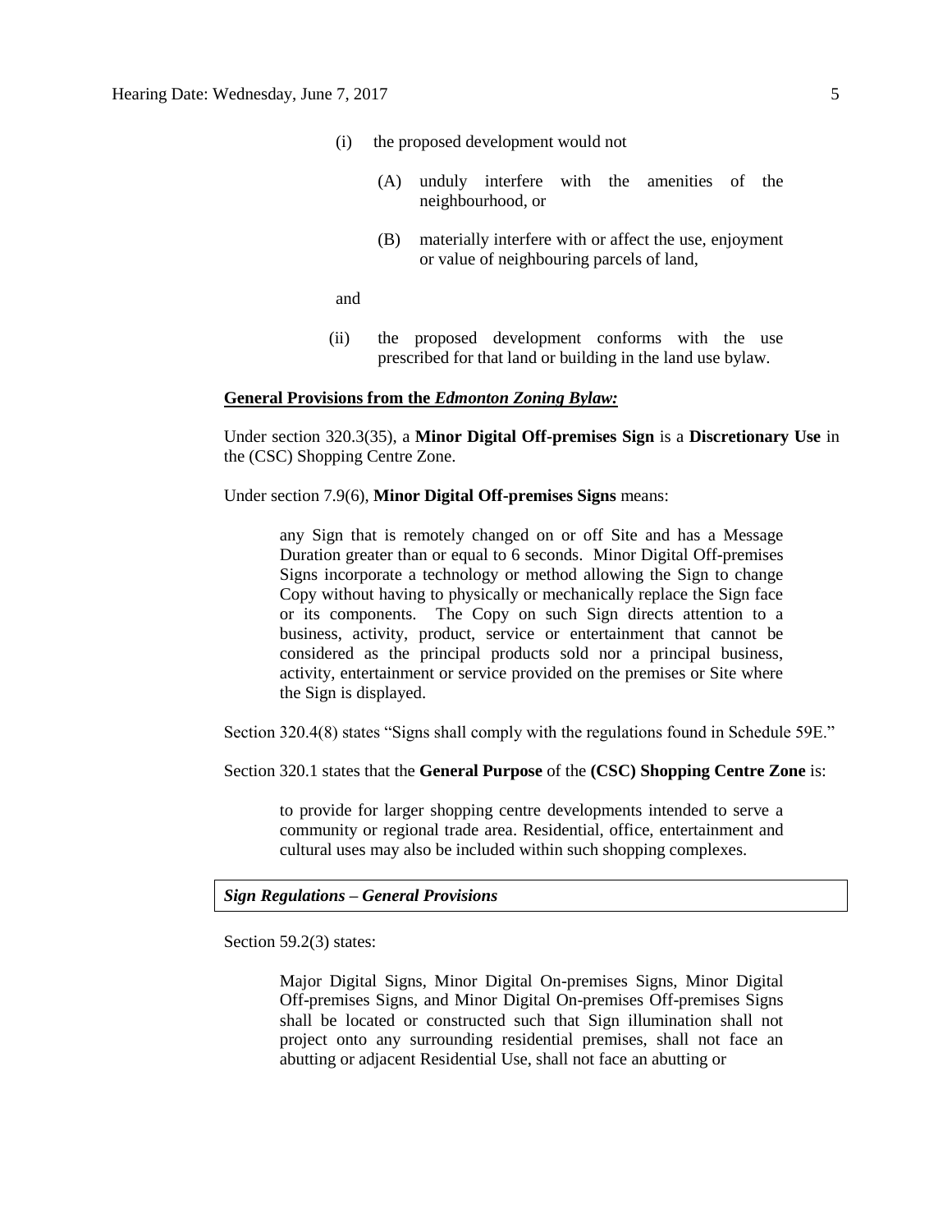(i) the proposed development would not

(A) unduly interfere with the amenities of the neighbourhood, or

(B) materially interfere with or affect the use, enjoyment or value of neighbouring parcels of land,

and

(ii) the proposed development conforms with the use prescribed for that land or building in the land use bylaw.

**General Provisions from the *Edmonton Zoning Bylaw:***

Under section 320.3(35), a **Minor Digital Off-premises Sign** is a **Discretionary Use** in the (CSC) Shopping Centre Zone.

Under section 7.9(6), **Minor Digital Off-premises Signs** means:

> any Sign that is remotely changed on or off Site and has a Message Duration greater than or equal to 6 seconds. Minor Digital Off-premises Signs incorporate a technology or method allowing the Sign to change Copy without having to physically or mechanically replace the Sign face or its components. The Copy on such Sign directs attention to a business, activity, product, service or entertainment that cannot be considered as the principal products sold nor a principal business, activity, entertainment or service provided on the premises or Site where the Sign is displayed.

Section 320.4(8) states "Signs shall comply with the regulations found in Schedule 59E."

Section 320.1 states that the **General Purpose** of the **(CSC) Shopping Centre Zone** is:

> to provide for larger shopping centre developments intended to serve a community or regional trade area. Residential, office, entertainment and cultural uses may also be included within such shopping complexes.

***Sign Regulations – General Provisions***

Section 59.2(3) states:

> Major Digital Signs, Minor Digital On-premises Signs, Minor Digital Off-premises Signs, and Minor Digital On-premises Off-premises Signs shall be located or constructed such that Sign illumination shall not project onto any surrounding residential premises, shall not face an abutting or adjacent Residential Use, shall not face an abutting or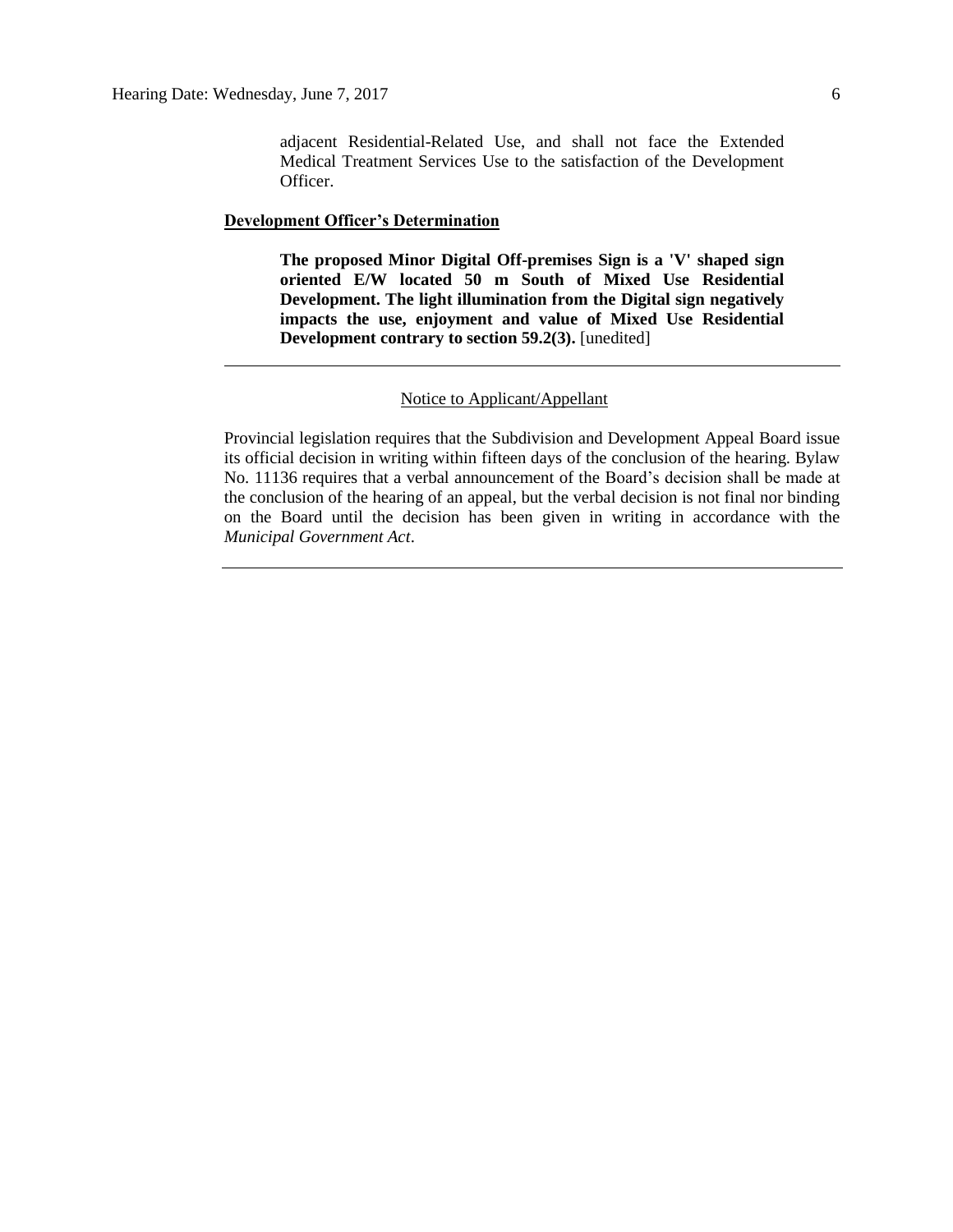adjacent Residential-Related Use, and shall not face the Extended Medical Treatment Services Use to the satisfaction of the Development Officer.

**Development Officer's Determination**

**The proposed Minor Digital Off-premises Sign is a 'V' shaped sign oriented E/W located 50 m South of Mixed Use Residential Development. The light illumination from the Digital sign negatively impacts the use, enjoyment and value of Mixed Use Residential Development contrary to section 59.2(3).** [unedited]

---

Notice to Applicant/Appellant

Provincial legislation requires that the Subdivision and Development Appeal Board issue its official decision in writing within fifteen days of the conclusion of the hearing. Bylaw No. 11136 requires that a verbal announcement of the Board's decision shall be made at the conclusion of the hearing of an appeal, but the verbal decision is not final nor binding on the Board until the decision has been given in writing in accordance with the *Municipal Government Act*.

---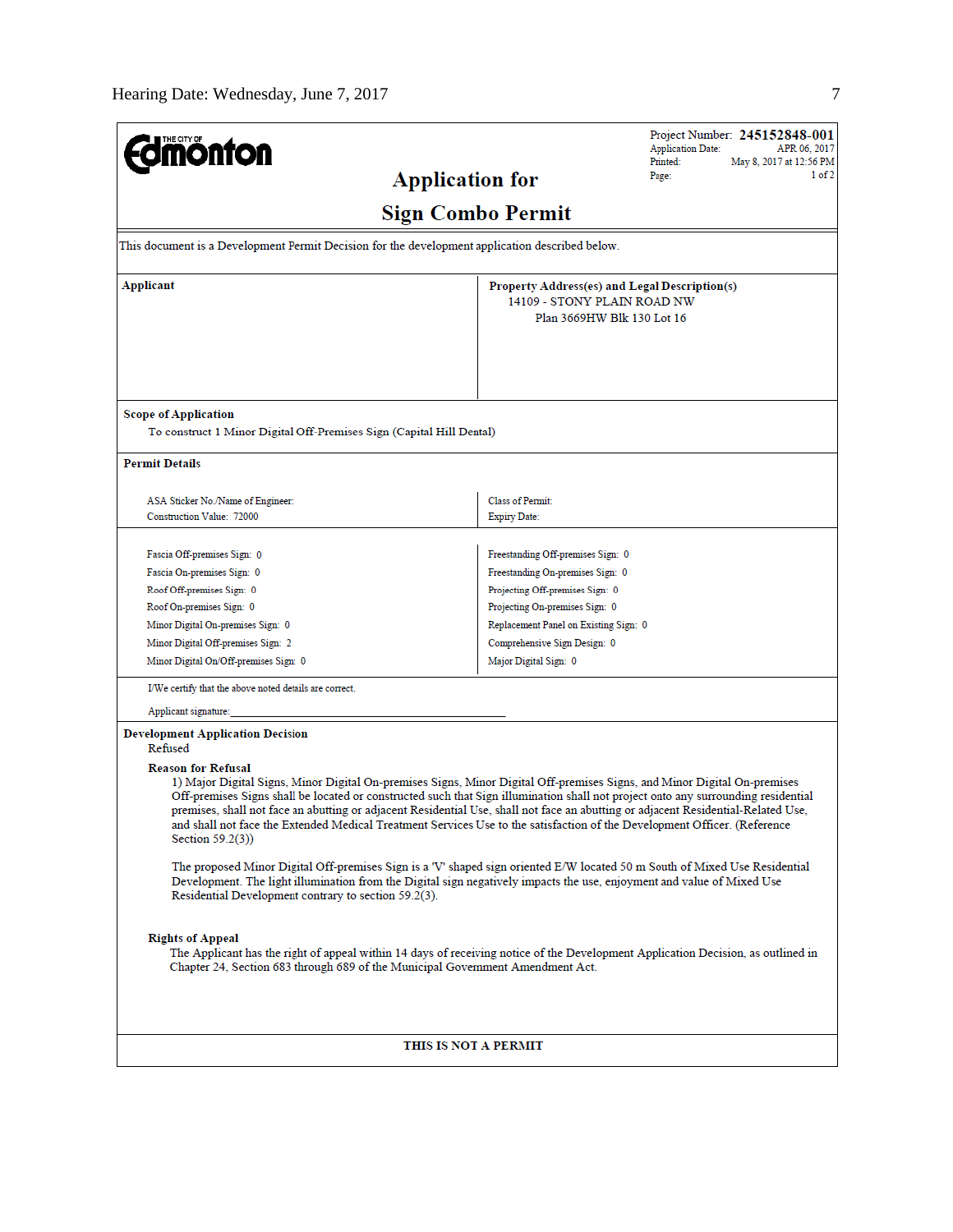Edmonton

# Application for Sign Combo Permit

Project Number: **245152848-001**
Application Date: APR 06, 2017
Printed: May 8, 2017 at 12:56 PM
Page: 1 of 2

This document is a Development Permit Decision for the development application described below.

| **Applicant** | **Property Address(es) and Legal Description(s)** |
|---|---|
| | 14109 - STONY PLAIN ROAD NW<br>Plan 3669HW Blk 130 Lot 16 |

**Scope of Application**

To construct 1 Minor Digital Off-Premises Sign (Capital Hill Dental)

**Permit Details**

| | |
|---|---|
| ASA Sticker No./Name of Engineer: | Class of Permit: |
| Construction Value: 72000 | Expiry Date: |

| | |
|---|---|
| Fascia Off-premises Sign: 0 | Freestanding Off-premises Sign: 0 |
| Fascia On-premises Sign: 0 | Freestanding On-premises Sign: 0 |
| Roof Off-premises Sign: 0 | Projecting Off-premises Sign: 0 |
| Roof On-premises Sign: 0 | Projecting On-premises Sign: 0 |
| Minor Digital On-premises Sign: 0 | Replacement Panel on Existing Sign: 0 |
| Minor Digital Off-premises Sign: 2 | Comprehensive Sign Design: 0 |
| Minor Digital On/Off-premises Sign: 0 | Major Digital Sign: 0 |

I/We certify that the above noted details are correct.

Applicant signature: \_\_\_\_\_\_\_\_\_\_\_\_\_\_\_\_\_\_\_\_\_\_\_\_\_\_\_\_

**Development Application Decision**

Refused

**Reason for Refusal**

1) Major Digital Signs, Minor Digital On-premises Signs, Minor Digital Off-premises Signs, and Minor Digital On-premises Off-premises Signs shall be located or constructed such that Sign illumination shall not project onto any surrounding residential premises, shall not face an abutting or adjacent Residential Use, shall not face an abutting or adjacent Residential-Related Use, and shall not face the Extended Medical Treatment Services Use to the satisfaction of the Development Officer. (Reference Section 59.2(3))

The proposed Minor Digital Off-premises Sign is a 'V' shaped sign oriented E/W located 50 m South of Mixed Use Residential Development. The light illumination from the Digital sign negatively impacts the use, enjoyment and value of Mixed Use Residential Development contrary to section 59.2(3).

**Rights of Appeal**

The Applicant has the right of appeal within 14 days of receiving notice of the Development Application Decision, as outlined in Chapter 24, Section 683 through 689 of the Municipal Government Amendment Act.

**THIS IS NOT A PERMIT**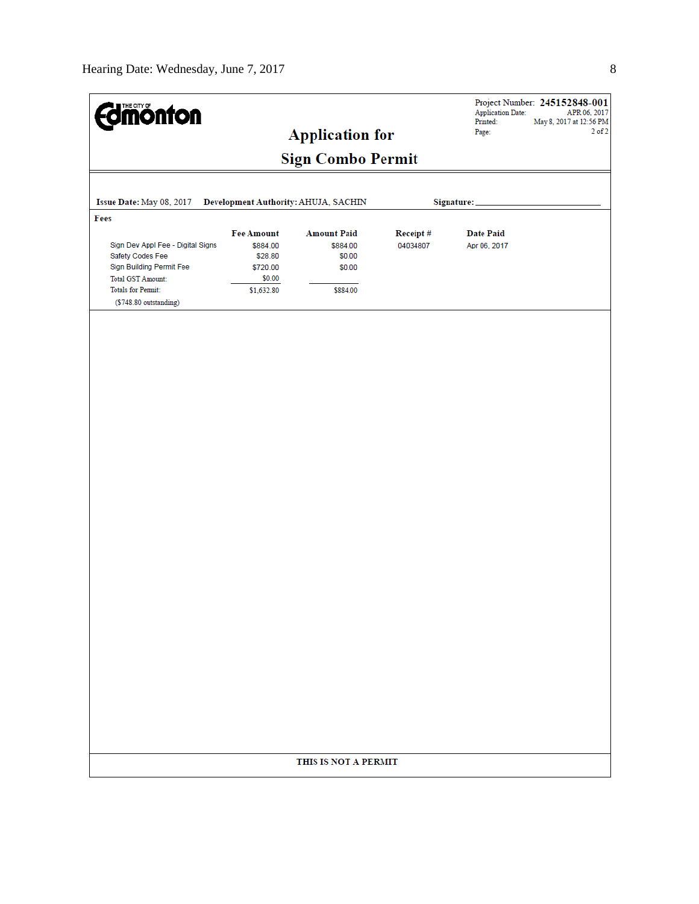THE CITY OF Edmonton

Project Number: **245152848-001**
Application Date: APR 06, 2017
Printed: May 8, 2017 at 12:56 PM
Page: 2 of 2

# Application for
# Sign Combo Permit

**Issue Date:** May 08, 2017 **Development Authority:** AHUJA, SACHIN **Signature:** ______________________

**Fees**

| | Fee Amount | Amount Paid | Receipt # | Date Paid |
|---|---|---|---|---|
| Sign Dev Appl Fee - Digital Signs | $884.00 | $884.00 | 04034807 | Apr 06, 2017 |
| Safety Codes Fee | $28.80 | $0.00 | | |
| Sign Building Permit Fee | $720.00 | $0.00 | | |
| Total GST Amount: | $0.00 | | | |
| Totals for Permit: | $1,632.80 | $884.00 | | |

($748.80 outstanding)

**THIS IS NOT A PERMIT**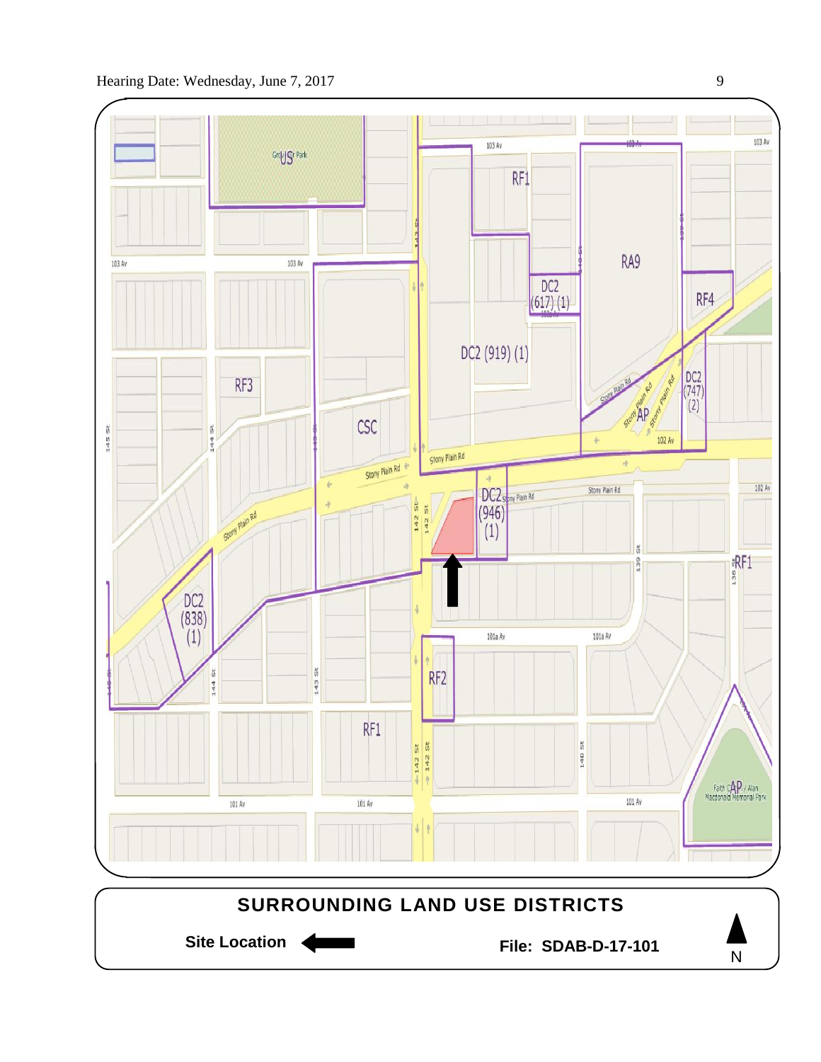## SURROUNDING LAND USE DISTRICTS

**Site Location** ⬅

**File: SDAB-D-17-101**

N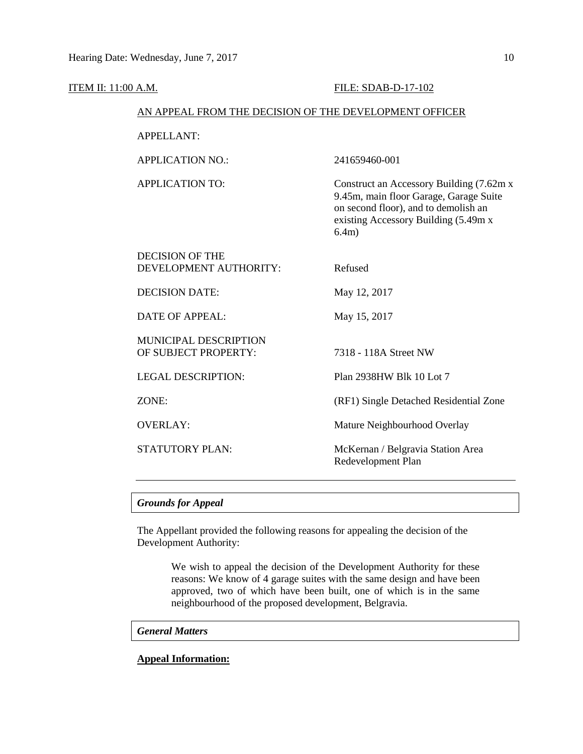ITEM II: 11:00 A.M. FILE: SDAB-D-17-102

AN APPEAL FROM THE DECISION OF THE DEVELOPMENT OFFICER

| | |
|---|---|
| APPELLANT: | |
| APPLICATION NO.: | 241659460-001 |
| APPLICATION TO: | Construct an Accessory Building (7.62m x 9.45m, main floor Garage, Garage Suite on second floor), and to demolish an existing Accessory Building (5.49m x 6.4m) |
| DECISION OF THE DEVELOPMENT AUTHORITY: | Refused |
| DECISION DATE: | May 12, 2017 |
| DATE OF APPEAL: | May 15, 2017 |
| MUNICIPAL DESCRIPTION OF SUBJECT PROPERTY: | 7318 - 118A Street NW |
| LEGAL DESCRIPTION: | Plan 2938HW Blk 10 Lot 7 |
| ZONE: | (RF1) Single Detached Residential Zone |
| OVERLAY: | Mature Neighbourhood Overlay |
| STATUTORY PLAN: | McKernan / Belgravia Station Area Redevelopment Plan |

---

### *Grounds for Appeal*

The Appellant provided the following reasons for appealing the decision of the Development Authority:

> We wish to appeal the decision of the Development Authority for these reasons: We know of 4 garage suites with the same design and have been approved, two of which have been built, one of which is in the same neighbourhood of the proposed development, Belgravia.

### *General Matters*

**Appeal Information:**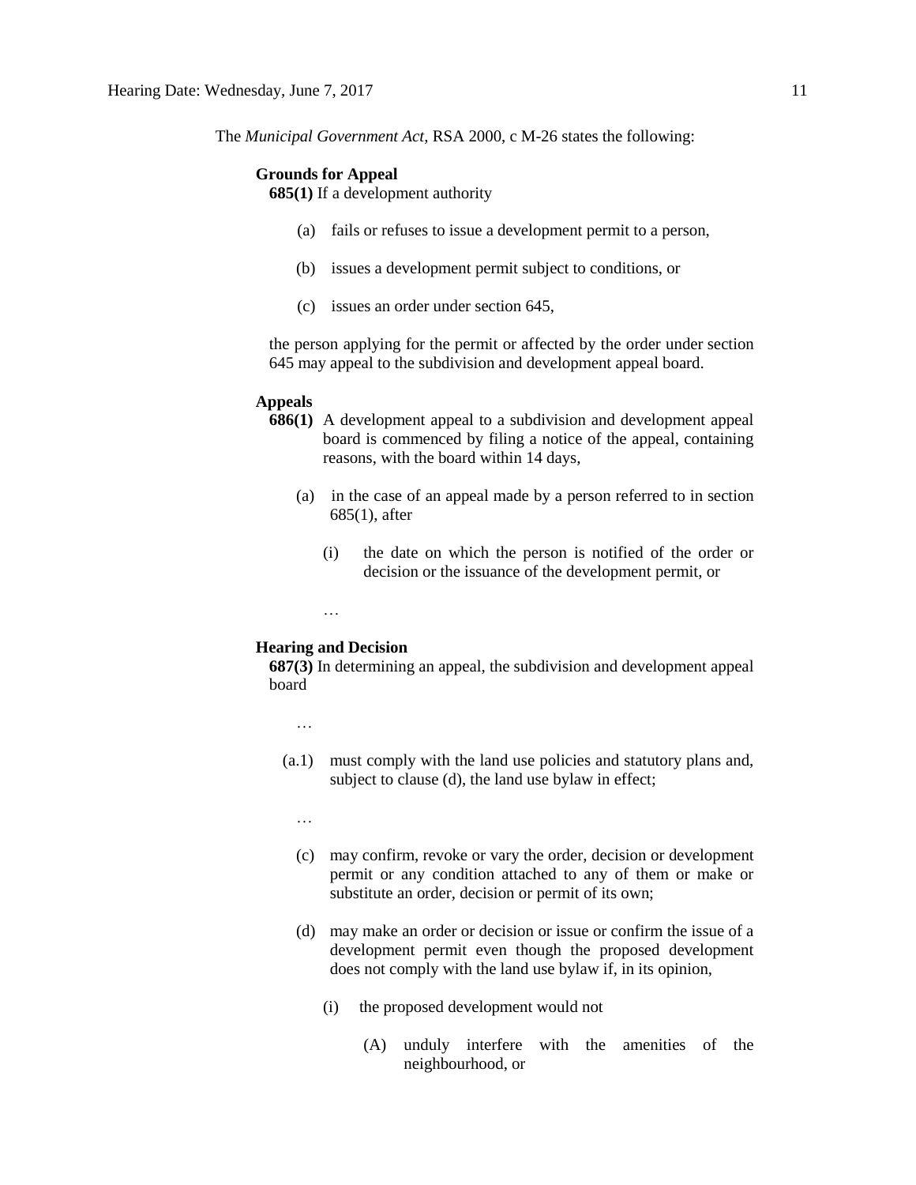The *Municipal Government Act*, RSA 2000, c M-26 states the following:

**Grounds for Appeal**

**685(1)** If a development authority

(a) fails or refuses to issue a development permit to a person,

(b) issues a development permit subject to conditions, or

(c) issues an order under section 645,

the person applying for the permit or affected by the order under section 645 may appeal to the subdivision and development appeal board.

**Appeals**

**686(1)** A development appeal to a subdivision and development appeal board is commenced by filing a notice of the appeal, containing reasons, with the board within 14 days,

(a) in the case of an appeal made by a person referred to in section 685(1), after

(i) the date on which the person is notified of the order or decision or the issuance of the development permit, or

…

**Hearing and Decision**

**687(3)** In determining an appeal, the subdivision and development appeal board

…

(a.1) must comply with the land use policies and statutory plans and, subject to clause (d), the land use bylaw in effect;

…

(c) may confirm, revoke or vary the order, decision or development permit or any condition attached to any of them or make or substitute an order, decision or permit of its own;

(d) may make an order or decision or issue or confirm the issue of a development permit even though the proposed development does not comply with the land use bylaw if, in its opinion,

(i) the proposed development would not

(A) unduly interfere with the amenities of the neighbourhood, or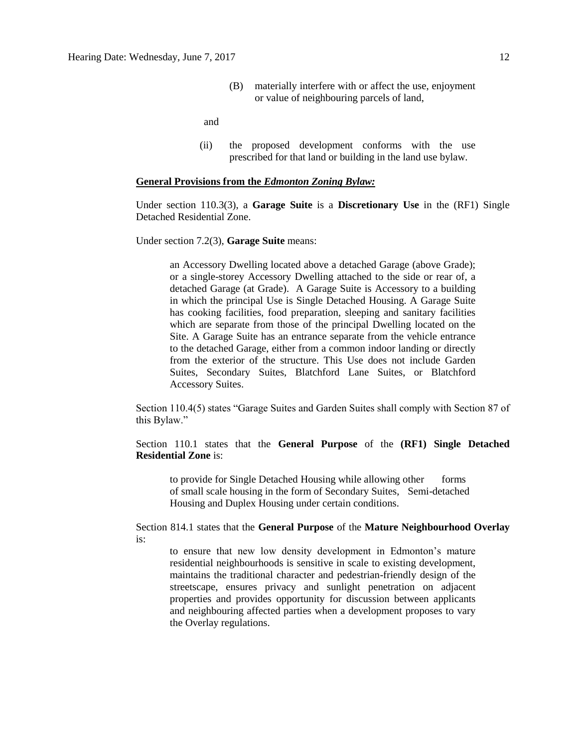(B) materially interfere with or affect the use, enjoyment or value of neighbouring parcels of land,

and

(ii) the proposed development conforms with the use prescribed for that land or building in the land use bylaw.

**General Provisions from the *Edmonton Zoning Bylaw:***

Under section 110.3(3), a **Garage Suite** is a **Discretionary Use** in the (RF1) Single Detached Residential Zone.

Under section 7.2(3), **Garage Suite** means:

> an Accessory Dwelling located above a detached Garage (above Grade); or a single-storey Accessory Dwelling attached to the side or rear of, a detached Garage (at Grade). A Garage Suite is Accessory to a building in which the principal Use is Single Detached Housing. A Garage Suite has cooking facilities, food preparation, sleeping and sanitary facilities which are separate from those of the principal Dwelling located on the Site. A Garage Suite has an entrance separate from the vehicle entrance to the detached Garage, either from a common indoor landing or directly from the exterior of the structure. This Use does not include Garden Suites, Secondary Suites, Blatchford Lane Suites, or Blatchford Accessory Suites.

Section 110.4(5) states "Garage Suites and Garden Suites shall comply with Section 87 of this Bylaw."

Section 110.1 states that the **General Purpose** of the **(RF1) Single Detached Residential Zone** is:

> to provide for Single Detached Housing while allowing other forms of small scale housing in the form of Secondary Suites, Semi-detached Housing and Duplex Housing under certain conditions.

Section 814.1 states that the **General Purpose** of the **Mature Neighbourhood Overlay** is:

> to ensure that new low density development in Edmonton's mature residential neighbourhoods is sensitive in scale to existing development, maintains the traditional character and pedestrian-friendly design of the streetscape, ensures privacy and sunlight penetration on adjacent properties and provides opportunity for discussion between applicants and neighbouring affected parties when a development proposes to vary the Overlay regulations.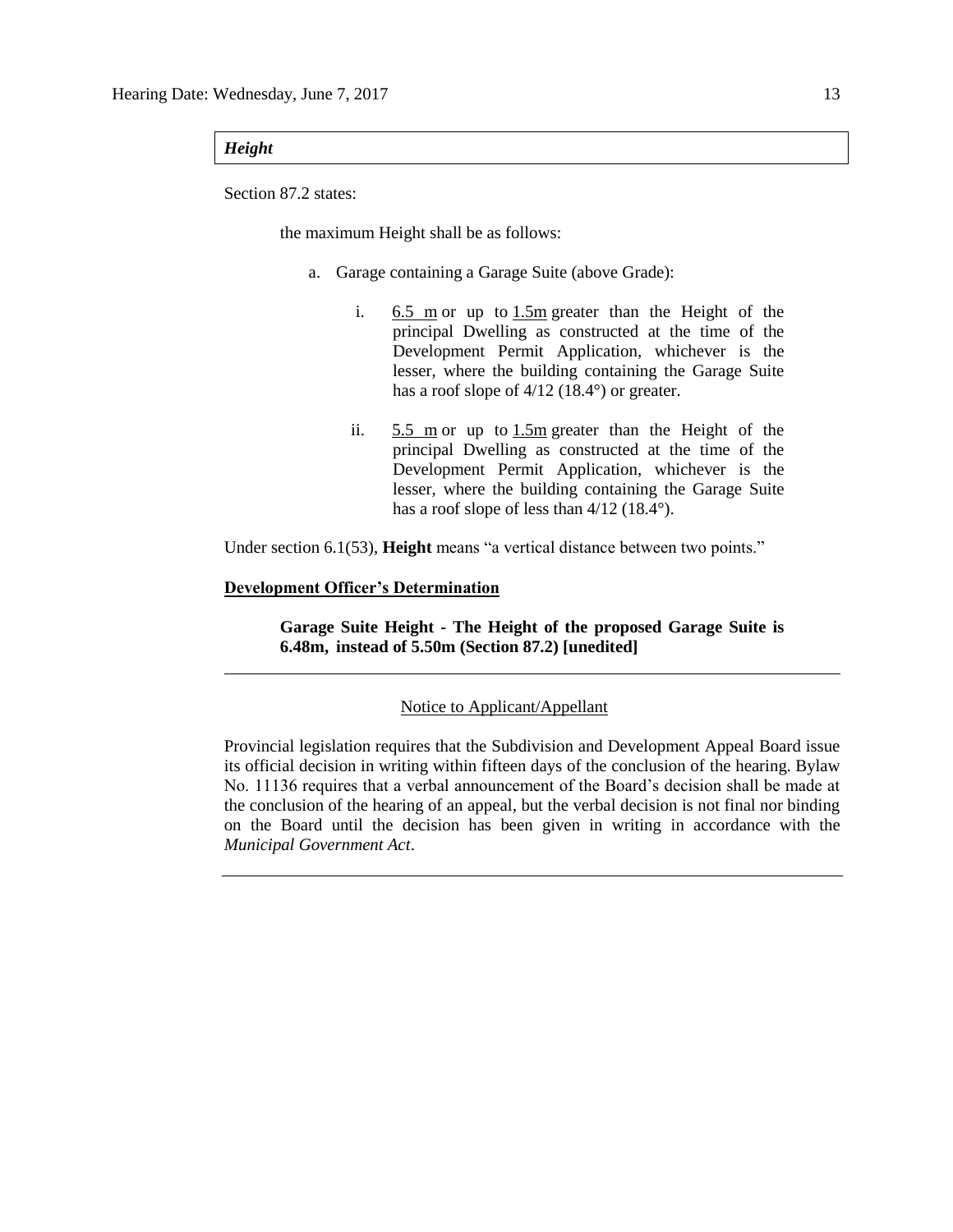***Height***

Section 87.2 states:

the maximum Height shall be as follows:

a. Garage containing a Garage Suite (above Grade):

i. 6.5 m or up to 1.5m greater than the Height of the principal Dwelling as constructed at the time of the Development Permit Application, whichever is the lesser, where the building containing the Garage Suite has a roof slope of 4/12 (18.4°) or greater.

ii. 5.5 m or up to 1.5m greater than the Height of the principal Dwelling as constructed at the time of the Development Permit Application, whichever is the lesser, where the building containing the Garage Suite has a roof slope of less than 4/12 (18.4°).

Under section 6.1(53), **Height** means "a vertical distance between two points."

**Development Officer's Determination**

**Garage Suite Height - The Height of the proposed Garage Suite is 6.48m, instead of 5.50m (Section 87.2) [unedited]**

---

Notice to Applicant/Appellant

Provincial legislation requires that the Subdivision and Development Appeal Board issue its official decision in writing within fifteen days of the conclusion of the hearing. Bylaw No. 11136 requires that a verbal announcement of the Board's decision shall be made at the conclusion of the hearing of an appeal, but the verbal decision is not final nor binding on the Board until the decision has been given in writing in accordance with the *Municipal Government Act*.

---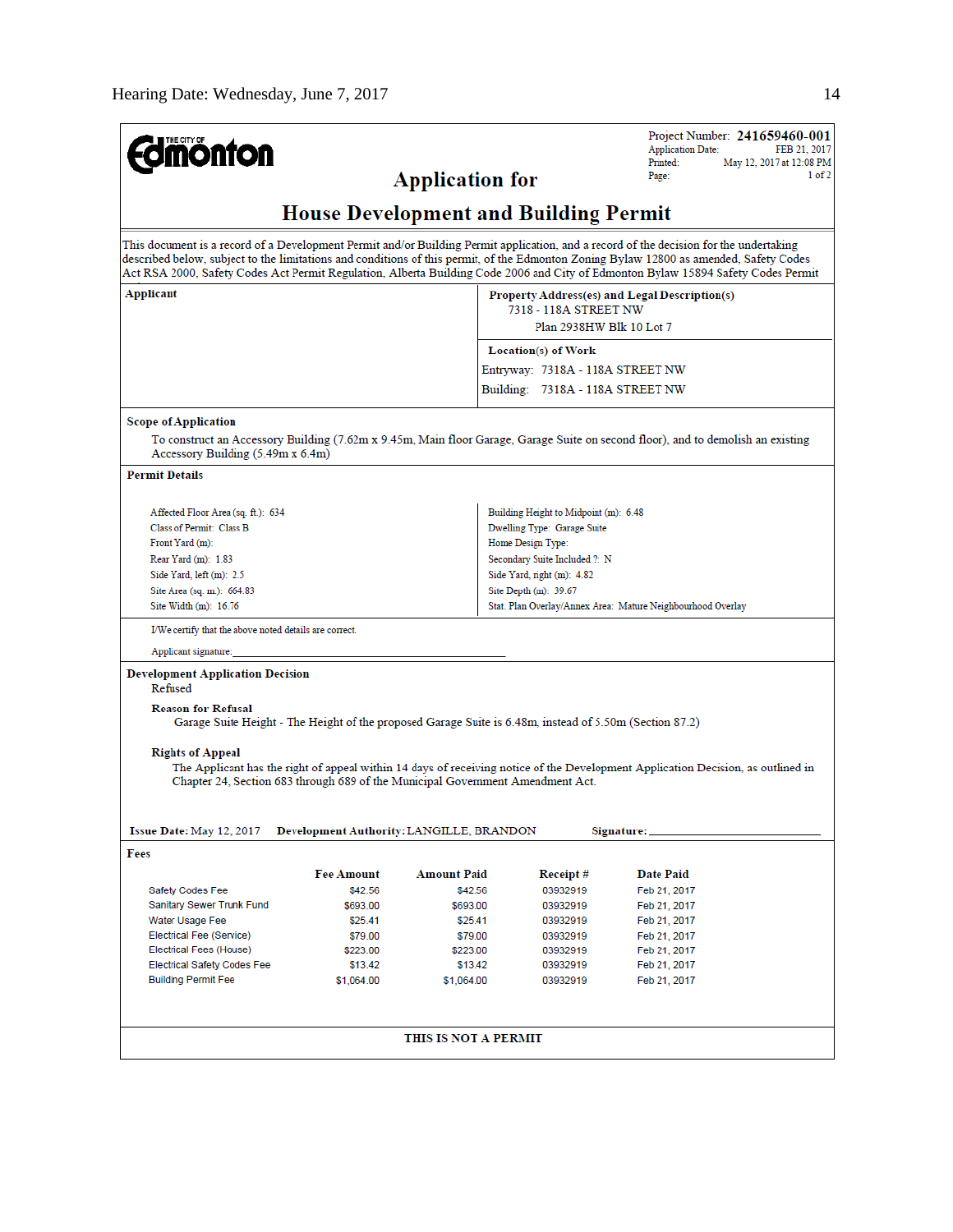Project Number: **241659460-001**
Application Date: FEB 21, 2017
Printed: May 12, 2017 at 12:08 PM
Page: 1 of 2

**Edmonton**

# Application for House Development and Building Permit

This document is a record of a Development Permit and/or Building Permit application, and a record of the decision for the undertaking described below, subject to the limitations and conditions of this permit, of the Edmonton Zoning Bylaw 12800 as amended, Safety Codes Act RSA 2000, Safety Codes Act Permit Regulation, Alberta Building Code 2006 and City of Edmonton Bylaw 15894 Safety Codes Permit

**Applicant**

**Property Address(es) and Legal Description(s)**
7318 - 118A STREET NW
Plan 2938HW Blk 10 Lot 7

**Location(s) of Work**
Entryway: 7318A - 118A STREET NW
Building: 7318A - 118A STREET NW

**Scope of Application**

To construct an Accessory Building (7.62m x 9.45m, Main floor Garage, Garage Suite on second floor), and to demolish an existing Accessory Building (5.49m x 6.4m)

**Permit Details**

Affected Floor Area (sq. ft.): 634
Class of Permit: Class B
Front Yard (m):
Rear Yard (m): 1.83
Side Yard, left (m): 2.5
Site Area (sq. m.): 664.83
Site Width (m): 16.76

Building Height to Midpoint (m): 6.48
Dwelling Type: Garage Suite
Home Design Type:
Secondary Suite Included ?: N
Side Yard, right (m): 4.82
Site Depth (m): 39.67
Stat. Plan Overlay/Annex Area: Mature Neighbourhood Overlay

I/We certify that the above noted details are correct.

Applicant signature: ______________________________

**Development Application Decision**
Refused

**Reason for Refusal**
Garage Suite Height - The Height of the proposed Garage Suite is 6.48m, instead of 5.50m (Section 87.2)

**Rights of Appeal**
The Applicant has the right of appeal within 14 days of receiving notice of the Development Application Decision, as outlined in Chapter 24, Section 683 through 689 of the Municipal Government Amendment Act.

**Issue Date:** May 12, 2017 **Development Authority:** LANGILLE, BRANDON **Signature:** ______________________________

**Fees**

| | Fee Amount | Amount Paid | Receipt # | Date Paid |
|---|---|---|---|---|
| Safety Codes Fee | $42.56 | $42.56 | 03932919 | Feb 21, 2017 |
| Sanitary Sewer Trunk Fund | $693.00 | $693.00 | 03932919 | Feb 21, 2017 |
| Water Usage Fee | $25.41 | $25.41 | 03932919 | Feb 21, 2017 |
| Electrical Fee (Service) | $79.00 | $79.00 | 03932919 | Feb 21, 2017 |
| Electrical Fees (House) | $223.00 | $223.00 | 03932919 | Feb 21, 2017 |
| Electrical Safety Codes Fee | $13.42 | $13.42 | 03932919 | Feb 21, 2017 |
| Building Permit Fee | $1,064.00 | $1,064.00 | 03932919 | Feb 21, 2017 |

**THIS IS NOT A PERMIT**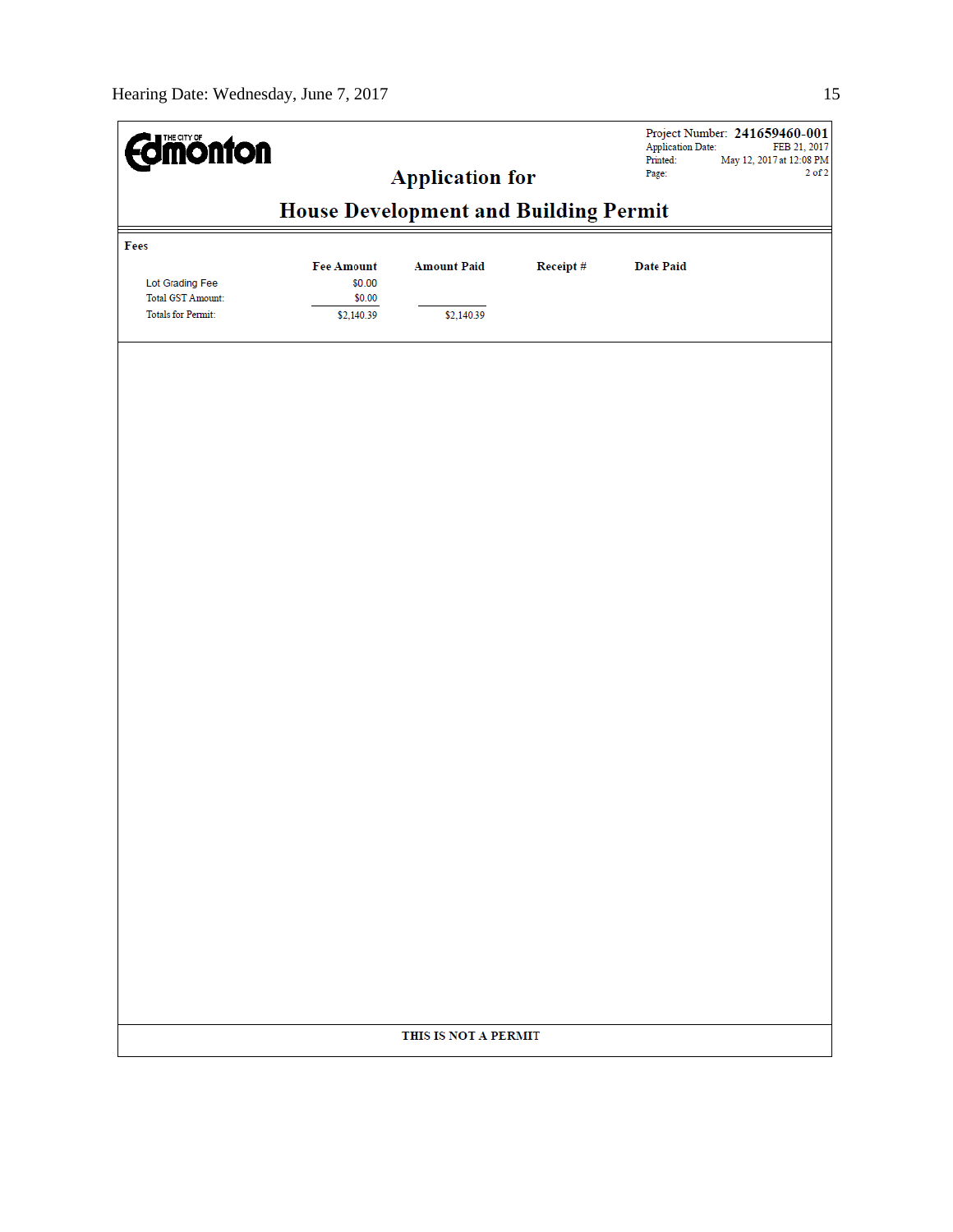Project Number: **241659460-001**
Application Date: FEB 21, 2017
Printed: May 12, 2017 at 12:08 PM
Page: 2 of 2

# Application for

# House Development and Building Permit

**Fees**

| | Fee Amount | Amount Paid | Receipt # | Date Paid |
|---|---|---|---|---|
| Lot Grading Fee | $0.00 | | | |
| Total GST Amount: | $0.00 | | | |
| Totals for Permit: | $2,140.39 | $2,140.39 | | |

**THIS IS NOT A PERMIT**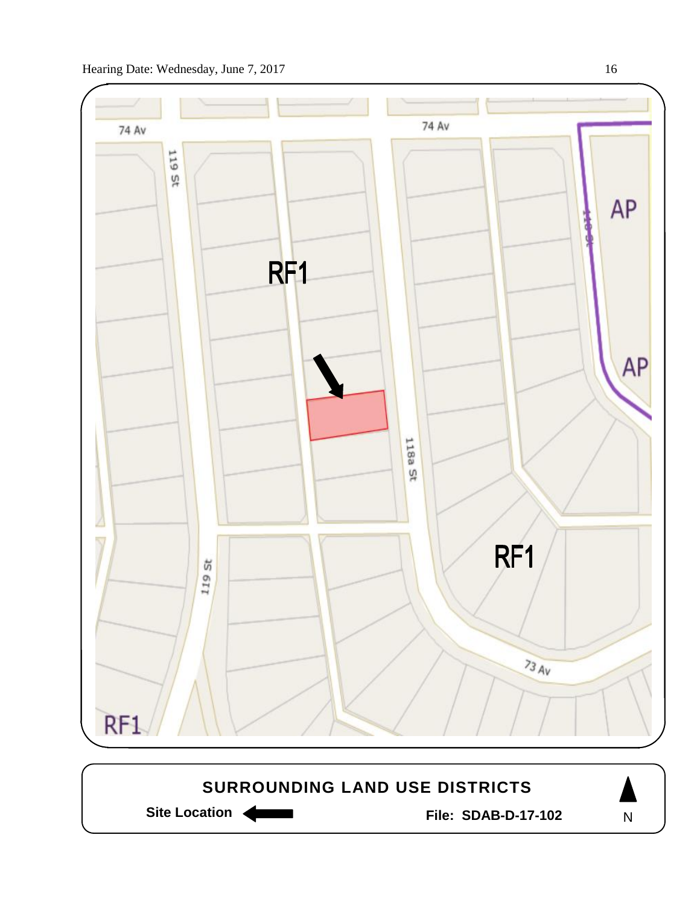74 Av

74 Av

119 St

RF1

AP

118 St

AP

118a St

119 St

RF1

73 Av

RF1

**SURROUNDING LAND USE DISTRICTS**

**Site Location** ⟵

**File: SDAB-D-17-102**

N